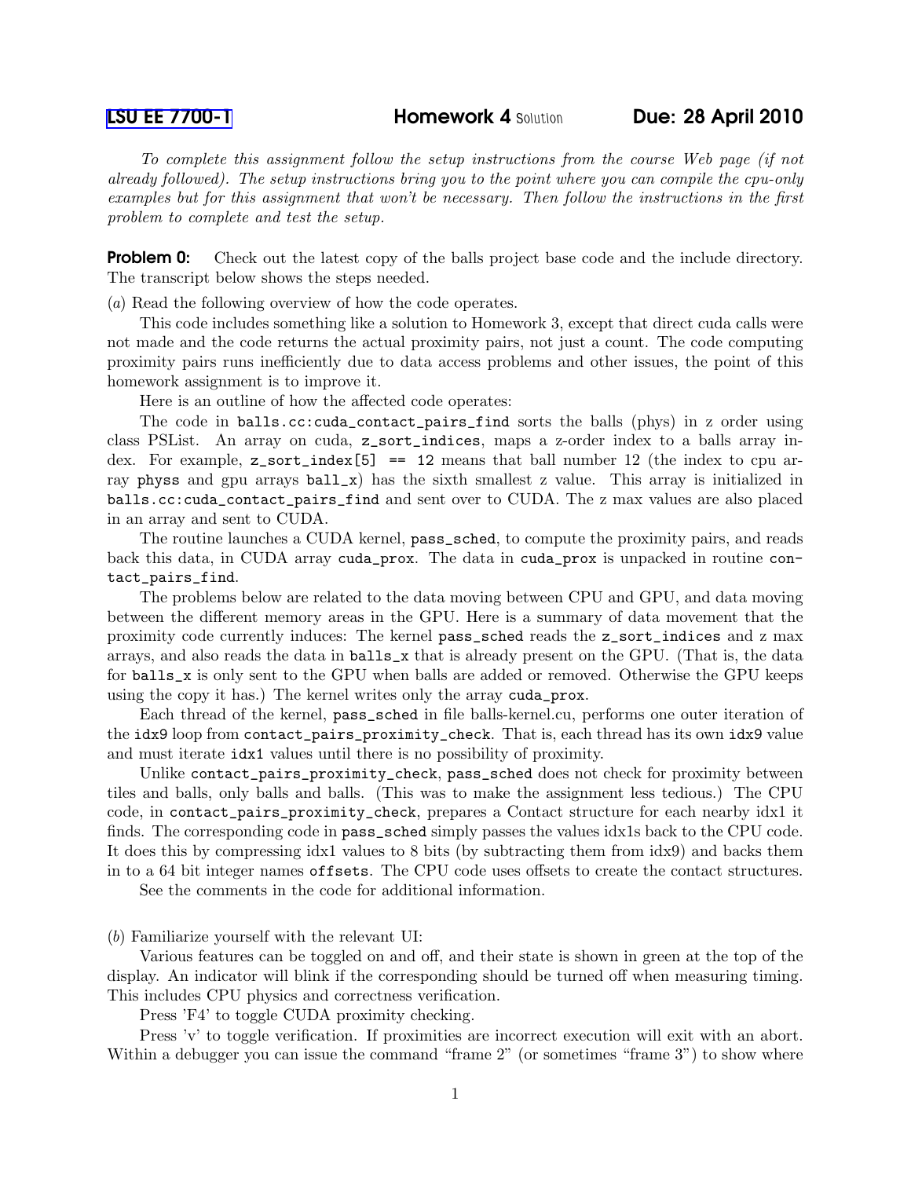LSU EE 7700-1 **Homework 4** Solution **Due: 28 April 2010**

*To complete this assignment follow the setup instructions from the course Web page (if not already followed). The setup instructions bring you to the point where you can compile the cpu-only examples but for this assignment that won't be necessary. Then follow the instructions in the first problem to complete and test the setup.*

**Problem 0:** Check out the latest copy of the balls project base code and the include directory. The transcript below shows the steps needed.

(*a*) Read the following overview of how the code operates.

This code includes something like a solution to Homework 3, except that direct cuda calls were not made and the code returns the actual proximity pairs, not just a count. The code computing proximity pairs runs inefficiently due to data access problems and other issues, the point of this homework assignment is to improve it.

Here is an outline of how the affected code operates:

The code in `balls.cc:cuda_contact_pairs_find` sorts the balls (phys) in z order using class PSList. An array on cuda, `z_sort_indices`, maps a z-order index to a balls array index. For example, `z_sort_index[5] == 12` means that ball number 12 (the index to cpu array `physs` and gpu arrays `ball_x`) has the sixth smallest z value. This array is initialized in `balls.cc:cuda_contact_pairs_find` and sent over to CUDA. The z max values are also placed in an array and sent to CUDA.

The routine launches a CUDA kernel, `pass_sched`, to compute the proximity pairs, and reads back this data, in CUDA array `cuda_prox`. The data in `cuda_prox` is unpacked in routine `contact_pairs_find`.

The problems below are related to the data moving between CPU and GPU, and data moving between the different memory areas in the GPU. Here is a summary of data movement that the proximity code currently induces: The kernel `pass_sched` reads the `z_sort_indices` and z max arrays, and also reads the data in `balls_x` that is already present on the GPU. (That is, the data for `balls_x` is only sent to the GPU when balls are added or removed. Otherwise the GPU keeps using the copy it has.) The kernel writes only the array `cuda_prox`.

Each thread of the kernel, `pass_sched` in file balls-kernel.cu, performs one outer iteration of the `idx9` loop from `contact_pairs_proximity_check`. That is, each thread has its own `idx9` value and must iterate `idx1` values until there is no possibility of proximity.

Unlike `contact_pairs_proximity_check`, `pass_sched` does not check for proximity between tiles and balls, only balls and balls. (This was to make the assignment less tedious.) The CPU code, in `contact_pairs_proximity_check`, prepares a Contact structure for each nearby idx1 it finds. The corresponding code in `pass_sched` simply passes the values idx1s back to the CPU code. It does this by compressing idx1 values to 8 bits (by subtracting them from idx9) and backs them in to a 64 bit integer names `offsets`. The CPU code uses offsets to create the contact structures.

See the comments in the code for additional information.

(*b*) Familiarize yourself with the relevant UI:

Various features can be toggled on and off, and their state is shown in green at the top of the display. An indicator will blink if the corresponding should be turned off when measuring timing. This includes CPU physics and correctness verification.

Press 'F4' to toggle CUDA proximity checking.

Press 'v' to toggle verification. If proximities are incorrect execution will exit with an abort. Within a debugger you can issue the command "frame 2" (or sometimes "frame 3") to show where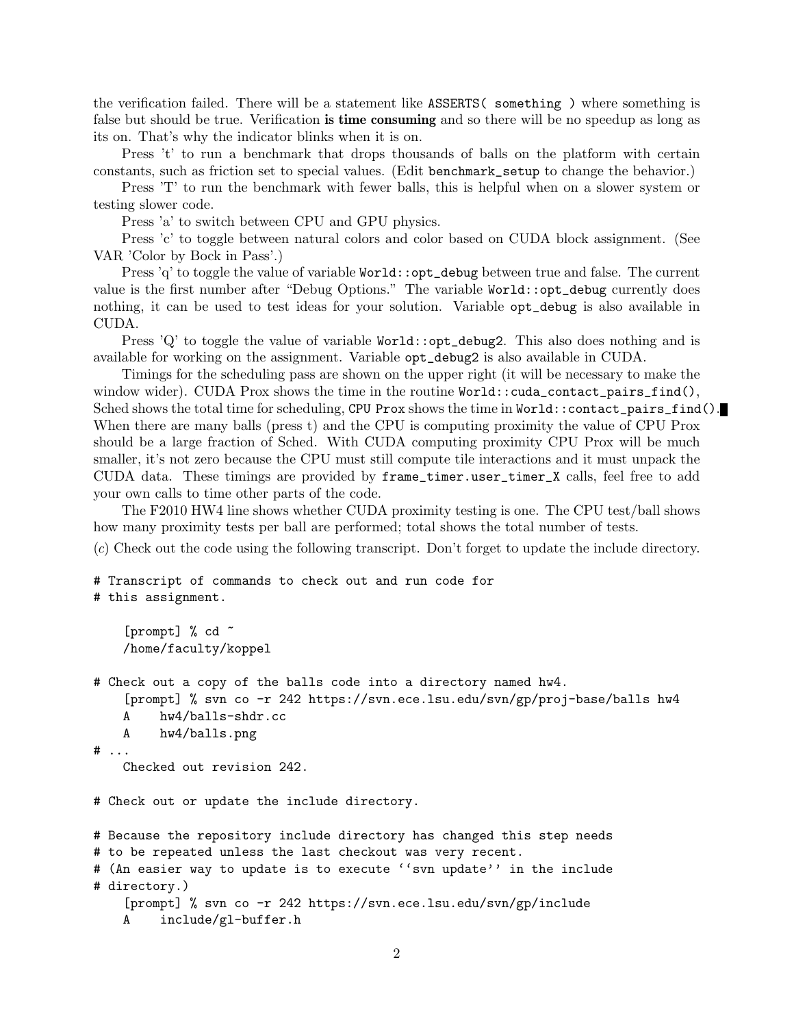the verification failed. There will be a statement like `ASSERTS( something )` where something is false but should be true. Verification **is time consuming** and so there will be no speedup as long as its on. That's why the indicator blinks when it is on.

Press 't' to run a benchmark that drops thousands of balls on the platform with certain constants, such as friction set to special values. (Edit `benchmark_setup` to change the behavior.)

Press 'T' to run the benchmark with fewer balls, this is helpful when on a slower system or testing slower code.

Press 'a' to switch between CPU and GPU physics.

Press 'c' to toggle between natural colors and color based on CUDA block assignment. (See VAR 'Color by Bock in Pass'.)

Press 'q' to toggle the value of variable `World::opt_debug` between true and false. The current value is the first number after "Debug Options." The variable `World::opt_debug` currently does nothing, it can be used to test ideas for your solution. Variable `opt_debug` is also available in CUDA.

Press 'Q' to toggle the value of variable `World::opt_debug2`. This also does nothing and is available for working on the assignment. Variable `opt_debug2` is also available in CUDA.

Timings for the scheduling pass are shown on the upper right (it will be necessary to make the window wider). CUDA Prox shows the time in the routine `World::cuda_contact_pairs_find()`, Sched shows the total time for scheduling, `CPU Prox` shows the time in `World::contact_pairs_find()`. When there are many balls (press t) and the CPU is computing proximity the value of CPU Prox should be a large fraction of Sched. With CUDA computing proximity CPU Prox will be much smaller, it's not zero because the CPU must still compute tile interactions and it must unpack the CUDA data. These timings are provided by `frame_timer.user_timer_X` calls, feel free to add your own calls to time other parts of the code.

The F2010 HW4 line shows whether CUDA proximity testing is one. The CPU test/ball shows how many proximity tests per ball are performed; total shows the total number of tests.

(*c*) Check out the code using the following transcript. Don't forget to update the include directory.

```
# Transcript of commands to check out and run code for
# this assignment.

    [prompt] % cd ~
    /home/faculty/koppel

# Check out a copy of the balls code into a directory named hw4.
    [prompt] % svn co -r 242 https://svn.ece.lsu.edu/svn/gp/proj-base/balls hw4
    A    hw4/balls-shdr.cc
    A    hw4/balls.png
# ...
    Checked out revision 242.

# Check out or update the include directory.

# Because the repository include directory has changed this step needs
# to be repeated unless the last checkout was very recent.
# (An easier way to update is to execute ''svn update'' in the include
# directory.)
    [prompt] % svn co -r 242 https://svn.ece.lsu.edu/svn/gp/include
    A    include/gl-buffer.h
```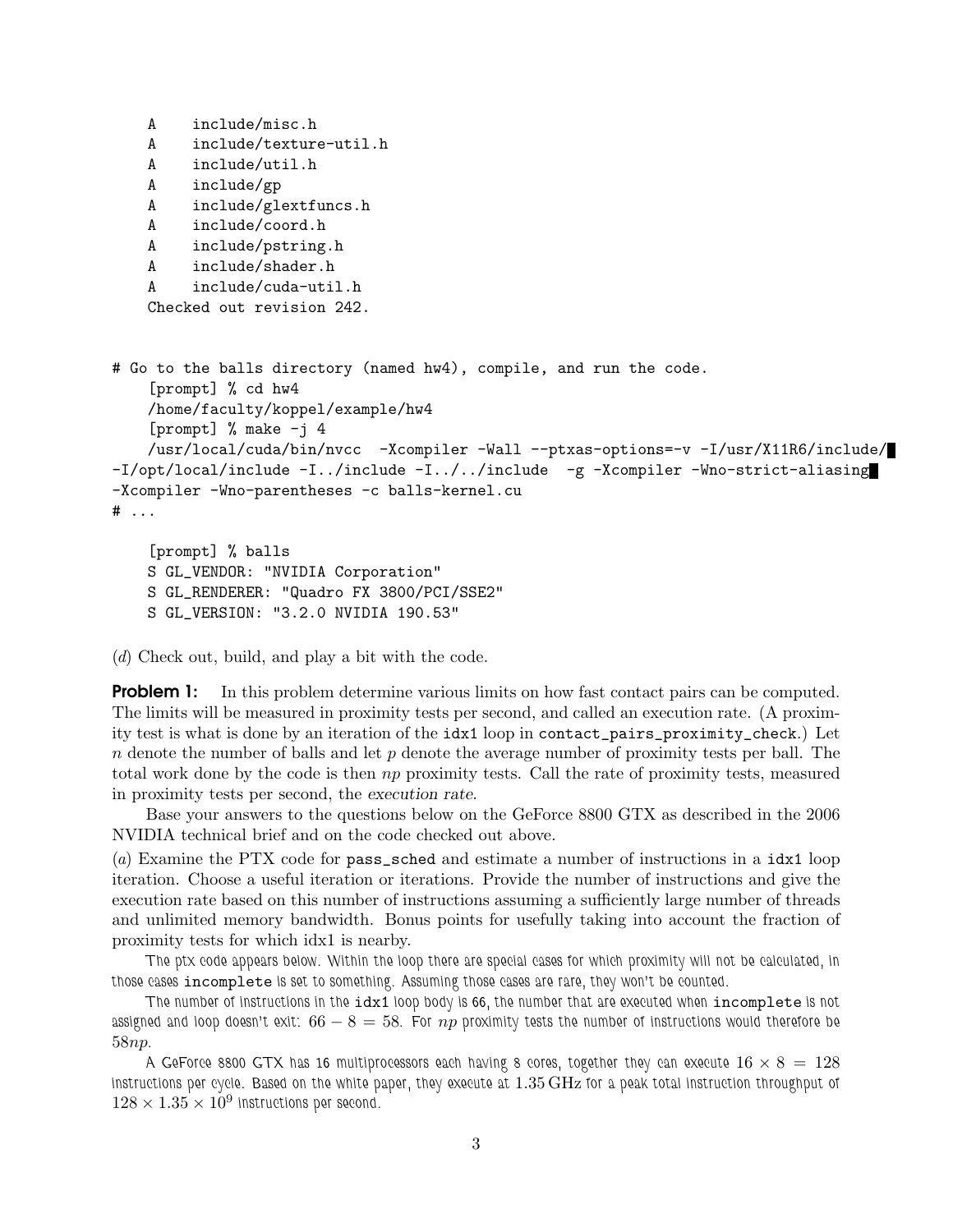```
    A    include/misc.h
    A    include/texture-util.h
    A    include/util.h
    A    include/gp
    A    include/glextfuncs.h
    A    include/coord.h
    A    include/pstring.h
    A    include/shader.h
    A    include/cuda-util.h
    Checked out revision 242.


# Go to the balls directory (named hw4), compile, and run the code.
    [prompt] % cd hw4
    /home/faculty/koppel/example/hw4
    [prompt] % make -j 4
    /usr/local/cuda/bin/nvcc  -Xcompiler -Wall --ptxas-options=-v -I/usr/X11R6/include/
-I/opt/local/include -I../include -I../../include  -g -Xcompiler -Wno-strict-aliasing
-Xcompiler -Wno-parentheses -c balls-kernel.cu
# ...

    [prompt] % balls
    S GL_VENDOR: "NVIDIA Corporation"
    S GL_RENDERER: "Quadro FX 3800/PCI/SSE2"
    S GL_VERSION: "3.2.0 NVIDIA 190.53"
```

(*d*) Check out, build, and play a bit with the code.

**Problem 1:** In this problem determine various limits on how fast contact pairs can be computed. The limits will be measured in proximity tests per second, and called an execution rate. (A proximity test is what is done by an iteration of the `idx1` loop in `contact_pairs_proximity_check`.) Let $n$ denote the number of balls and let $p$ denote the average number of proximity tests per ball. The total work done by the code is then $np$ proximity tests. Call the rate of proximity tests, measured in proximity tests per second, the *execution rate*.

Base your answers to the questions below on the GeForce 8800 GTX as described in the 2006 NVIDIA technical brief and on the code checked out above.

(*a*) Examine the PTX code for `pass_sched` and estimate a number of instructions in a `idx1` loop iteration. Choose a useful iteration or iterations. Provide the number of instructions and give the execution rate based on this number of instructions assuming a sufficiently large number of threads and unlimited memory bandwidth. Bonus points for usefully taking into account the fraction of proximity tests for which idx1 is nearby.

*The ptx code appears below. Within the loop there are special cases for which proximity will not be calculated, in those cases `incomplete` is set to something. Assuming those cases are rare, they won't be counted.*

*The number of instructions in the `idx1` loop body is 66, the number that are executed when `incomplete` is not assigned and loop doesn't exit: $66 - 8 = 58$. For $np$ proximity tests the number of instructions would therefore be $58np$.*

*A GeForce 8800 GTX has 16 multiprocessors each having 8 cores, together they can execute $16 \times 8 = 128$ instructions per cycle. Based on the white paper, they execute at $1.35\,\mathrm{GHz}$ for a peak total instruction throughput of $128 \times 1.35 \times 10^9$ instructions per second.*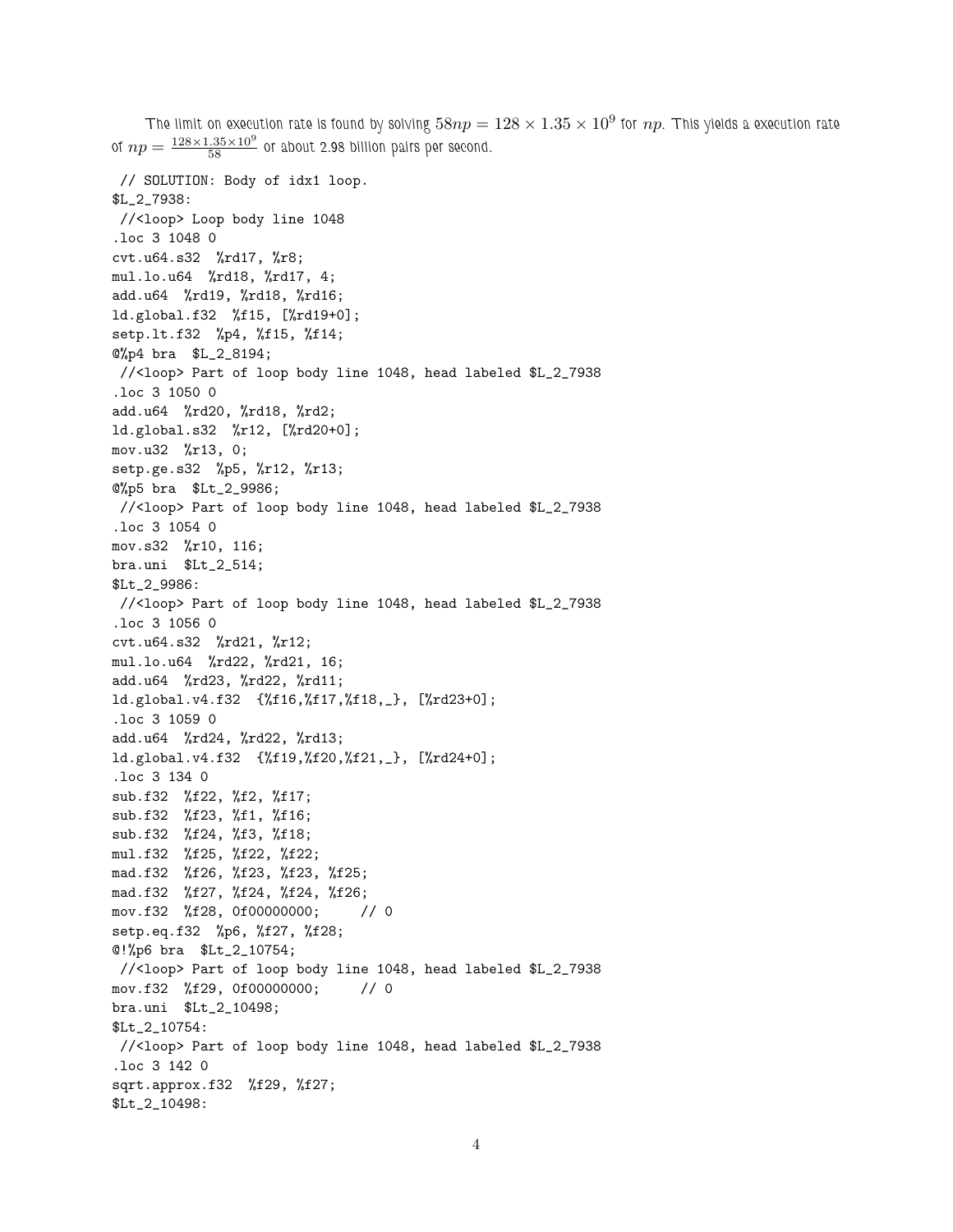The limit on execution rate is found by solving $58np = 128 \times 1.35 \times 10^9$ for $np$. This yields a execution rate of $np = \frac{128 \times 1.35 \times 10^9}{58}$ or about 2.98 billion pairs per second.

```
 // SOLUTION: Body of idx1 loop.
$L_2_7938:
 //<loop> Loop body line 1048
.loc 3 1048 0
cvt.u64.s32  %rd17, %r8;
mul.lo.u64  %rd18, %rd17, 4;
add.u64  %rd19, %rd18, %rd16;
ld.global.f32  %f15, [%rd19+0];
setp.lt.f32  %p4, %f15, %f14;
@%p4 bra  $L_2_8194;
 //<loop> Part of loop body line 1048, head labeled $L_2_7938
.loc 3 1050 0
add.u64  %rd20, %rd18, %rd2;
ld.global.s32  %r12, [%rd20+0];
mov.u32  %r13, 0;
setp.ge.s32  %p5, %r12, %r13;
@%p5 bra  $Lt_2_9986;
 //<loop> Part of loop body line 1048, head labeled $L_2_7938
.loc 3 1054 0
mov.s32  %r10, 116;
bra.uni  $Lt_2_514;
$Lt_2_9986:
 //<loop> Part of loop body line 1048, head labeled $L_2_7938
.loc 3 1056 0
cvt.u64.s32  %rd21, %r12;
mul.lo.u64  %rd22, %rd21, 16;
add.u64  %rd23, %rd22, %rd11;
ld.global.v4.f32  {%f16,%f17,%f18,_}, [%rd23+0];
.loc 3 1059 0
add.u64  %rd24, %rd22, %rd13;
ld.global.v4.f32  {%f19,%f20,%f21,_}, [%rd24+0];
.loc 3 134 0
sub.f32  %f22, %f2, %f17;
sub.f32  %f23, %f1, %f16;
sub.f32  %f24, %f3, %f18;
mul.f32  %f25, %f22, %f22;
mad.f32  %f26, %f23, %f23, %f25;
mad.f32  %f27, %f24, %f24, %f26;
mov.f32  %f28, 0f00000000;     // 0
setp.eq.f32  %p6, %f27, %f28;
@!%p6 bra  $Lt_2_10754;
 //<loop> Part of loop body line 1048, head labeled $L_2_7938
mov.f32  %f29, 0f00000000;     // 0
bra.uni  $Lt_2_10498;
$Lt_2_10754:
 //<loop> Part of loop body line 1048, head labeled $L_2_7938
.loc 3 142 0
sqrt.approx.f32  %f29, %f27;
$Lt_2_10498:
```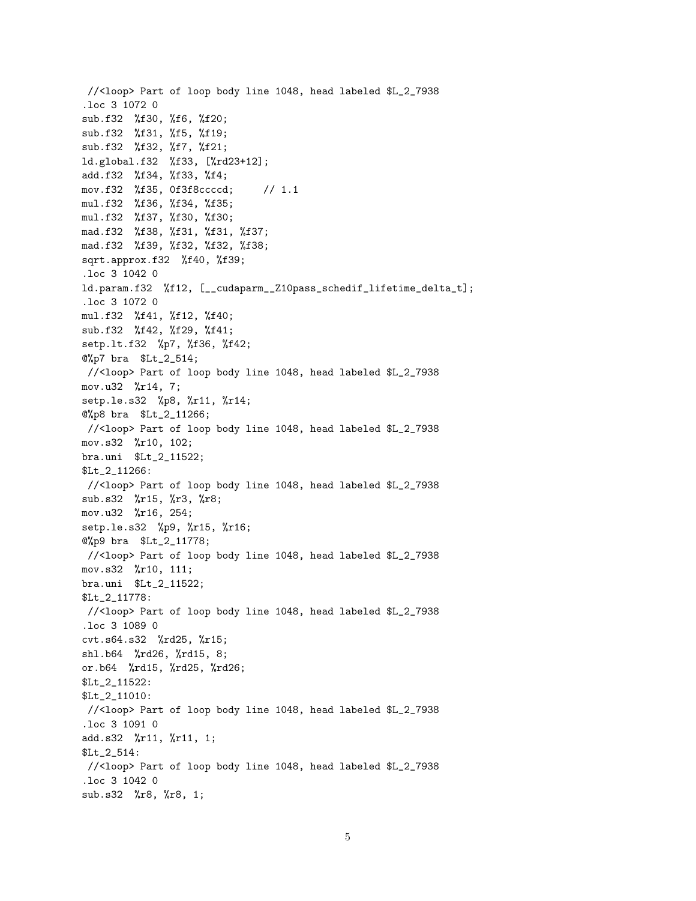```
 //<loop> Part of loop body line 1048, head labeled $L_2_7938
.loc 3 1072 0
sub.f32  %f30, %f6, %f20;
sub.f32  %f31, %f5, %f19;
sub.f32  %f32, %f7, %f21;
ld.global.f32  %f33, [%rd23+12];
add.f32  %f34, %f33, %f4;
mov.f32  %f35, 0f3f8ccccd;      // 1.1
mul.f32  %f36, %f34, %f35;
mul.f32  %f37, %f30, %f30;
mad.f32  %f38, %f31, %f31, %f37;
mad.f32  %f39, %f32, %f32, %f38;
sqrt.approx.f32  %f40, %f39;
.loc 3 1042 0
ld.param.f32  %f12, [__cudaparm__Z10pass_schedif_lifetime_delta_t];
.loc 3 1072 0
mul.f32  %f41, %f12, %f40;
sub.f32  %f42, %f29, %f41;
setp.lt.f32  %p7, %f36, %f42;
@%p7 bra  $Lt_2_514;
 //<loop> Part of loop body line 1048, head labeled $L_2_7938
mov.u32  %r14, 7;
setp.le.s32  %p8, %r11, %r14;
@%p8 bra  $Lt_2_11266;
 //<loop> Part of loop body line 1048, head labeled $L_2_7938
mov.s32  %r10, 102;
bra.uni  $Lt_2_11522;
$Lt_2_11266:
 //<loop> Part of loop body line 1048, head labeled $L_2_7938
sub.s32  %r15, %r3, %r8;
mov.u32  %r16, 254;
setp.le.s32  %p9, %r15, %r16;
@%p9 bra  $Lt_2_11778;
 //<loop> Part of loop body line 1048, head labeled $L_2_7938
mov.s32  %r10, 111;
bra.uni  $Lt_2_11522;
$Lt_2_11778:
 //<loop> Part of loop body line 1048, head labeled $L_2_7938
.loc 3 1089 0
cvt.s64.s32  %rd25, %r15;
shl.b64  %rd26, %rd15, 8;
or.b64  %rd15, %rd25, %rd26;
$Lt_2_11522:
$Lt_2_11010:
 //<loop> Part of loop body line 1048, head labeled $L_2_7938
.loc 3 1091 0
add.s32  %r11, %r11, 1;
$Lt_2_514:
 //<loop> Part of loop body line 1048, head labeled $L_2_7938
.loc 3 1042 0
sub.s32  %r8, %r8, 1;
```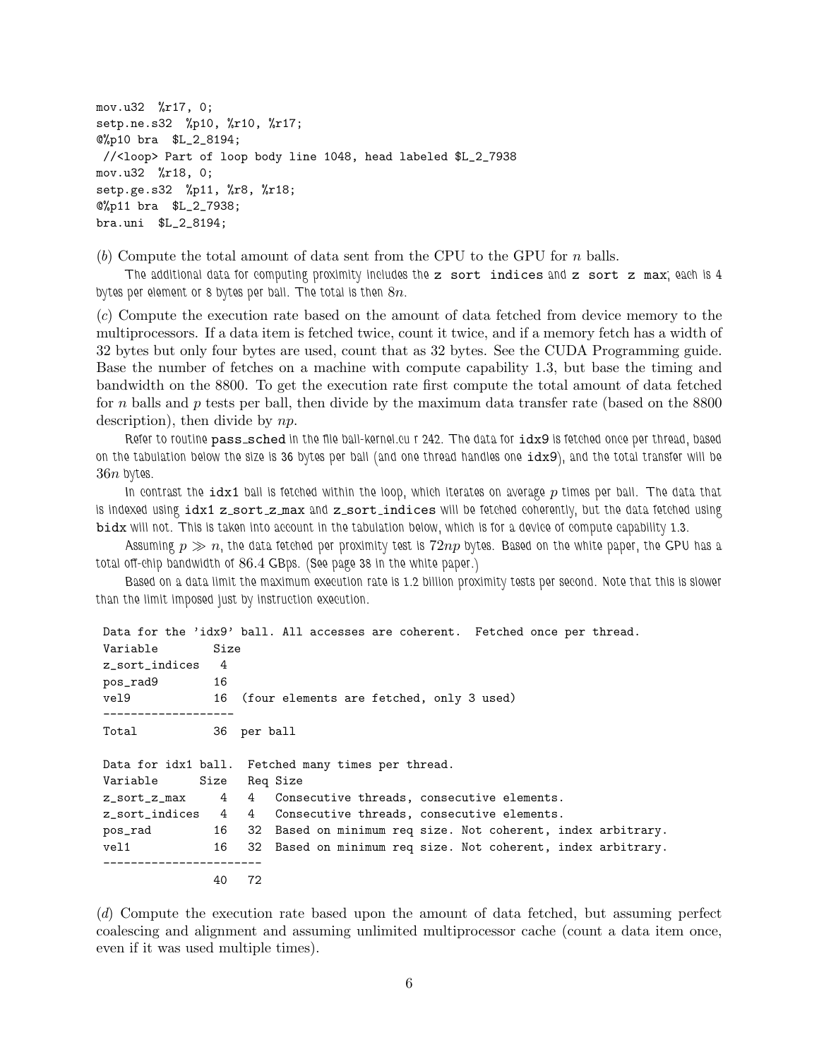```
mov.u32  %r17, 0;
setp.ne.s32  %p10, %r10, %r17;
@%p10 bra  $L_2_8194;
 //<loop> Part of loop body line 1048, head labeled $L_2_7938
mov.u32  %r18, 0;
setp.ge.s32  %p11, %r8, %r18;
@%p11 bra  $L_2_7938;
bra.uni  $L_2_8194;
```

(*b*) Compute the total amount of data sent from the CPU to the GPU for $n$ balls.

The additional data for computing proximity includes the `z sort indices` and `z sort z max`; each is 4 bytes per element or 8 bytes per ball. The total is then $8n$.

(*c*) Compute the execution rate based on the amount of data fetched from device memory to the multiprocessors. If a data item is fetched twice, count it twice, and if a memory fetch has a width of 32 bytes but only four bytes are used, count that as 32 bytes. See the CUDA Programming guide. Base the number of fetches on a machine with compute capability 1.3, but base the timing and bandwidth on the 8800. To get the execution rate first compute the total amount of data fetched for $n$ balls and $p$ tests per ball, then divide by the maximum data transfer rate (based on the 8800 description), then divide by $np$.

Refer to routine `pass_sched` in the file ball-kernel.cu r 242. The data for `idx9` is fetched once per thread, based on the tabulation below the size is 36 bytes per ball (and one thread handles one `idx9`), and the total transfer will be $36n$ bytes.

In contrast the `idx1` ball is fetched within the loop, which iterates on average $p$ times per ball. The data that is indexed using `idx1` `z_sort_z_max` and `z_sort_indices` will be fetched coherently, but the data fetched using `bidx` will not. This is taken into account in the tabulation below, which is for a device of compute capability 1.3.

Assuming $p \gg n$, the data fetched per proximity test is $72np$ bytes. Based on the white paper, the GPU has a total off-chip bandwidth of $86.4$ GBps. (See page 38 in the white paper.)

Based on a data limit the maximum execution rate is 1.2 billion proximity tests per second. Note that this is slower than the limit imposed just by instruction execution.

```
Data for the 'idx9' ball. All accesses are coherent.  Fetched once per thread.
Variable        Size
z_sort_indices   4
pos_rad9        16
vel9            16  (four elements are fetched, only 3 used)
-------------------
Total           36  per ball

Data for idx1 ball.  Fetched many times per thread.
Variable      Size   Req Size
z_sort_z_max     4   4   Consecutive threads, consecutive elements.
z_sort_indices   4   4   Consecutive threads, consecutive elements.
pos_rad         16   32  Based on minimum req size. Not coherent, index arbitrary.
vel1            16   32  Based on minimum req size. Not coherent, index arbitrary.
-----------------------
                40   72
```

(*d*) Compute the execution rate based upon the amount of data fetched, but assuming perfect coalescing and alignment and assuming unlimited multiprocessor cache (count a data item once, even if it was used multiple times).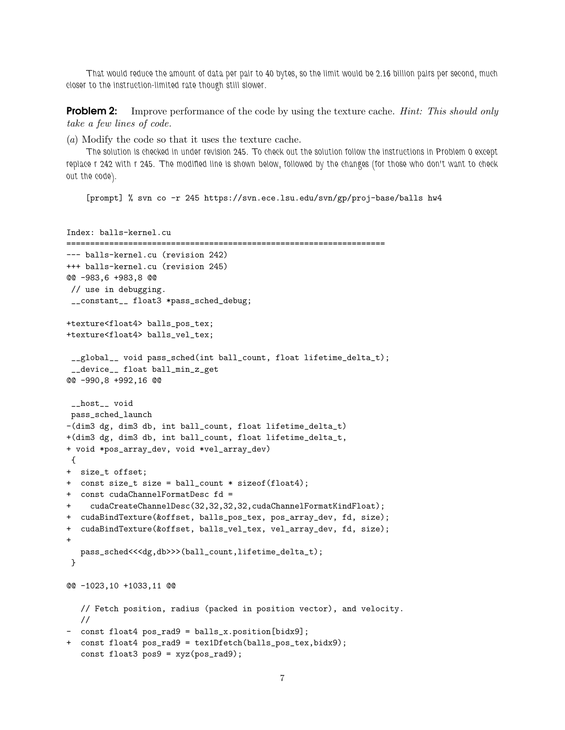That would reduce the amount of data per pair to 40 bytes, so the limit would be 2.16 billion pairs per second, much closer to the instruction-limited rate though still slower.

**Problem 2:** Improve performance of the code by using the texture cache. *Hint: This should only take a few lines of code.*

(*a*) Modify the code so that it uses the texture cache.

The solution is checked in under revision 245. To check out the solution follow the instructions in Problem 0 except replace r 242 with r 245. The modified line is shown below, followed by the changes (for those who don't want to check out the code).

```
[prompt] % svn co -r 245 https://svn.ece.lsu.edu/svn/gp/proj-base/balls hw4
```

```
Index: balls-kernel.cu
===================================================================
--- balls-kernel.cu (revision 242)
+++ balls-kernel.cu (revision 245)
@@ -983,6 +983,8 @@
 // use in debugging.
 __constant__ float3 *pass_sched_debug;

+texture<float4> balls_pos_tex;
+texture<float4> balls_vel_tex;

 __global__ void pass_sched(int ball_count, float lifetime_delta_t);
 __device__ float ball_min_z_get
@@ -990,8 +992,16 @@

 __host__ void
 pass_sched_launch
-(dim3 dg, dim3 db, int ball_count, float lifetime_delta_t)
+(dim3 dg, dim3 db, int ball_count, float lifetime_delta_t,
+ void *pos_array_dev, void *vel_array_dev)
 {
+  size_t offset;
+  const size_t size = ball_count * sizeof(float4);
+  const cudaChannelFormatDesc fd =
+    cudaCreateChannelDesc(32,32,32,32,cudaChannelFormatKindFloat);
+  cudaBindTexture(&offset, balls_pos_tex, pos_array_dev, fd, size);
+  cudaBindTexture(&offset, balls_vel_tex, vel_array_dev, fd, size);
+
   pass_sched<<<dg,db>>>(ball_count,lifetime_delta_t);
 }

@@ -1023,10 +1033,11 @@

   // Fetch position, radius (packed in position vector), and velocity.
   //
-  const float4 pos_rad9 = balls_x.position[bidx9];
+  const float4 pos_rad9 = tex1Dfetch(balls_pos_tex,bidx9);
   const float3 pos9 = xyz(pos_rad9);
```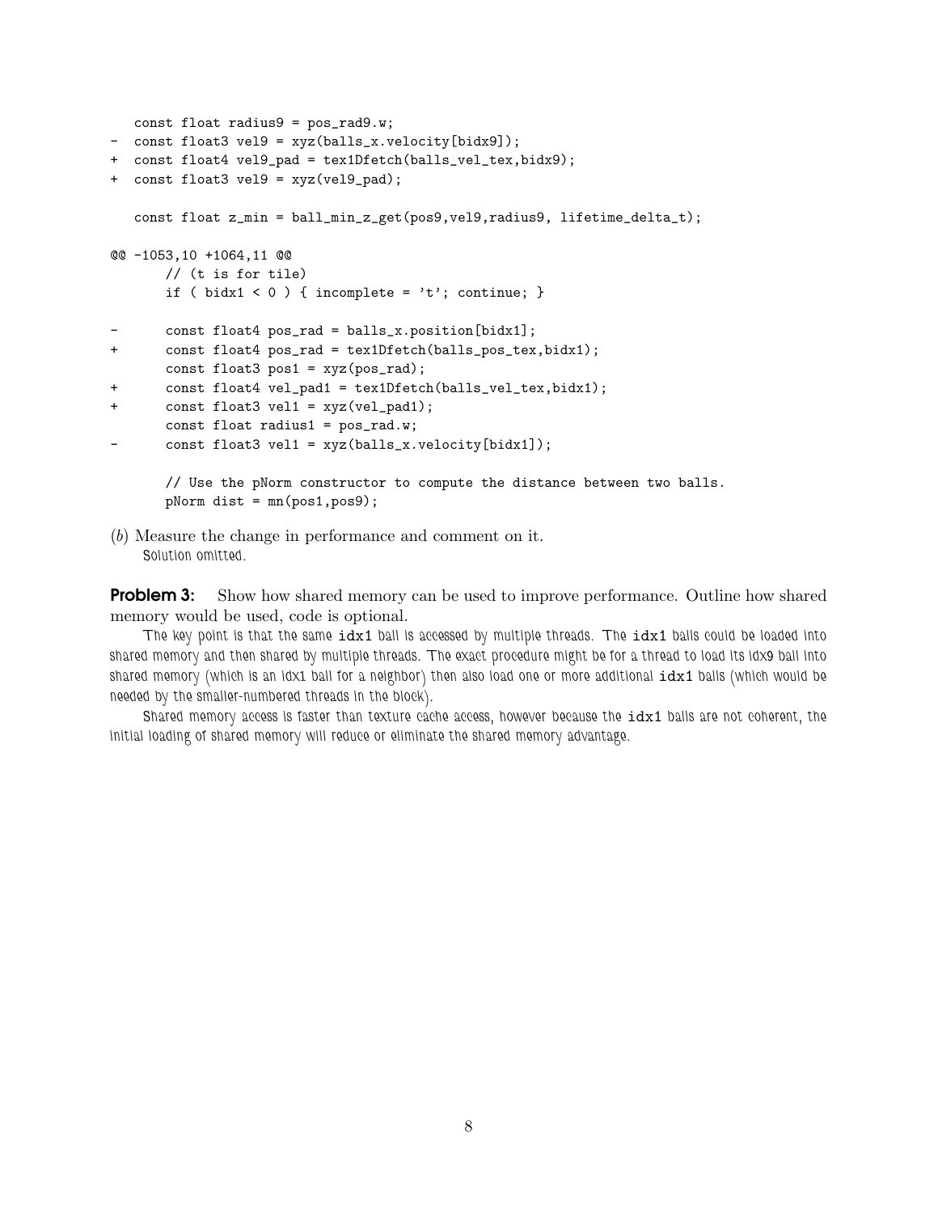```
   const float radius9 = pos_rad9.w;
-  const float3 vel9 = xyz(balls_x.velocity[bidx9]);
+  const float4 vel9_pad = tex1Dfetch(balls_vel_tex,bidx9);
+  const float3 vel9 = xyz(vel9_pad);

   const float z_min = ball_min_z_get(pos9,vel9,radius9, lifetime_delta_t);

@@ -1053,10 +1064,11 @@
       // (t is for tile)
       if ( bidx1 < 0 ) { incomplete = 't'; continue; }

-      const float4 pos_rad = balls_x.position[bidx1];
+      const float4 pos_rad = tex1Dfetch(balls_pos_tex,bidx1);
       const float3 pos1 = xyz(pos_rad);
+      const float4 vel_pad1 = tex1Dfetch(balls_vel_tex,bidx1);
+      const float3 vel1 = xyz(vel_pad1);
       const float radius1 = pos_rad.w;
-      const float3 vel1 = xyz(balls_x.velocity[bidx1]);

       // Use the pNorm constructor to compute the distance between two balls.
       pNorm dist = mn(pos1,pos9);
```

(*b*) Measure the change in performance and comment on it.
Solution omitted.

**Problem 3:** Show how shared memory can be used to improve performance. Outline how shared memory would be used, code is optional.

The key point is that the same `idx1` ball is accessed by multiple threads. The `idx1` balls could be loaded into shared memory and then shared by multiple threads. The exact procedure might be for a thread to load its idx9 ball into shared memory (which is an idx1 ball for a neighbor) then also load one or more additional `idx1` balls (which would be needed by the smaller-numbered threads in the block).

Shared memory access is faster than texture cache access, however because the `idx1` balls are not coherent, the initial loading of shared memory will reduce or eliminate the shared memory advantage.